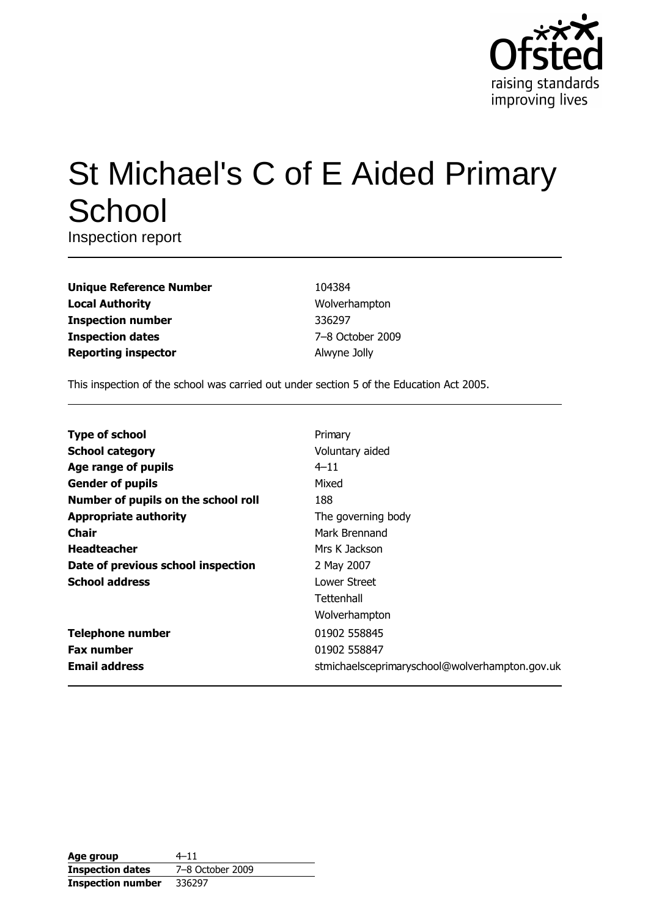# St Michael's C of E Aided Primary School

Inspection report

| | |
|---|---|
| **Unique Reference Number** | 104384 |
| **Local Authority** | Wolverhampton |
| **Inspection number** | 336297 |
| **Inspection dates** | 7–8 October 2009 |
| **Reporting inspector** | Alwyne Jolly |

This inspection of the school was carried out under section 5 of the Education Act 2005.

| | |
|---|---|
| **Type of school** | Primary |
| **School category** | Voluntary aided |
| **Age range of pupils** | 4–11 |
| **Gender of pupils** | Mixed |
| **Number of pupils on the school roll** | 188 |
| **Appropriate authority** | The governing body |
| **Chair** | Mark Brennand |
| **Headteacher** | Mrs K Jackson |
| **Date of previous school inspection** | 2 May 2007 |
| **School address** | Lower Street<br>Tettenhall<br>Wolverhampton |
| **Telephone number** | 01902 558845 |
| **Fax number** | 01902 558847 |
| **Email address** | stmichaelsceprimaryschool@wolverhampton.gov.uk |

| | |
|---|---|
| **Age group** | 4–11 |
| **Inspection dates** | 7–8 October 2009 |
| **Inspection number** | 336297 |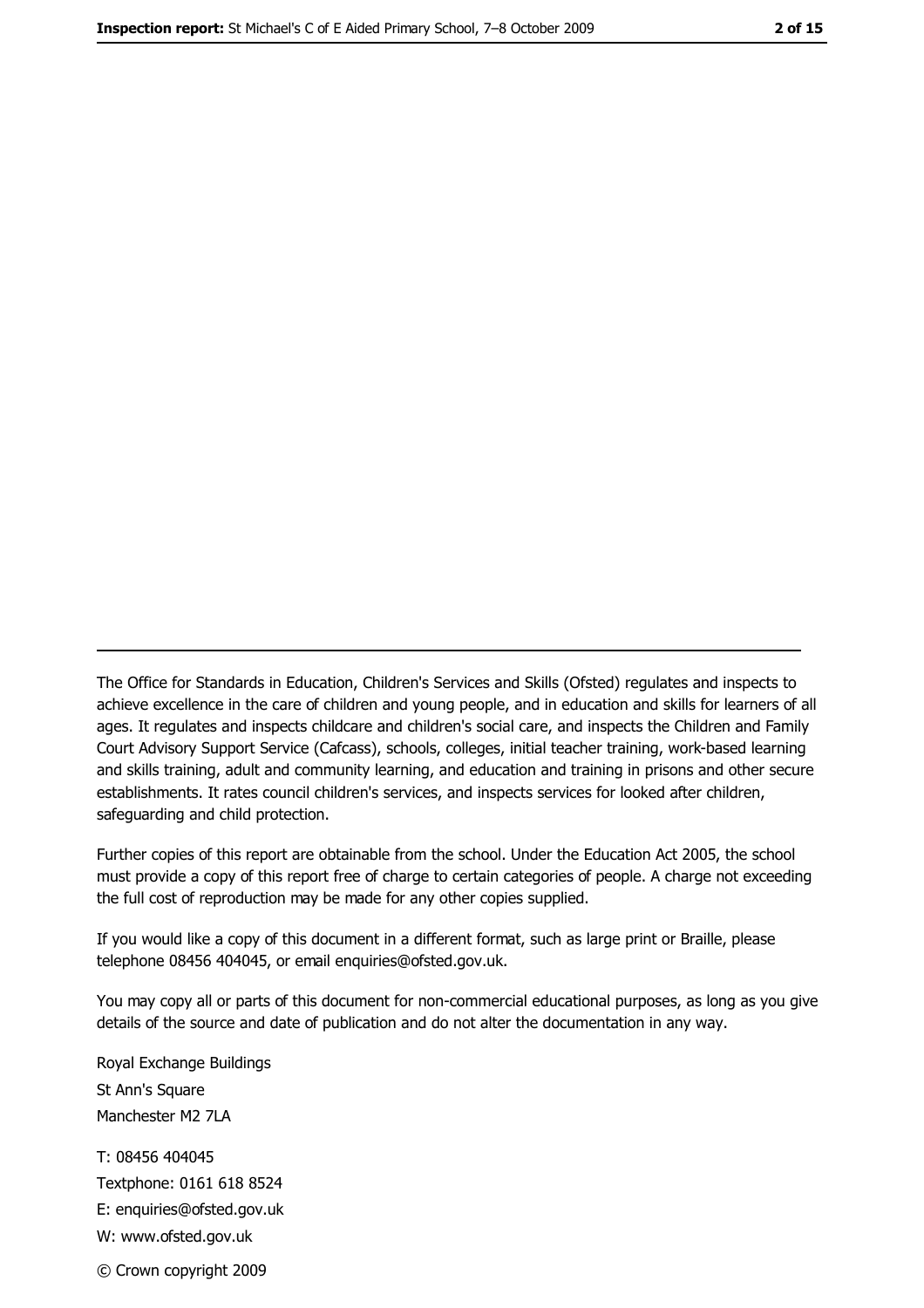---

The Office for Standards in Education, Children's Services and Skills (Ofsted) regulates and inspects to achieve excellence in the care of children and young people, and in education and skills for learners of all ages. It regulates and inspects childcare and children's social care, and inspects the Children and Family Court Advisory Support Service (Cafcass), schools, colleges, initial teacher training, work-based learning and skills training, adult and community learning, and education and training in prisons and other secure establishments. It rates council children's services, and inspects services for looked after children, safeguarding and child protection.

Further copies of this report are obtainable from the school. Under the Education Act 2005, the school must provide a copy of this report free of charge to certain categories of people. A charge not exceeding the full cost of reproduction may be made for any other copies supplied.

If you would like a copy of this document in a different format, such as large print or Braille, please telephone 08456 404045, or email enquiries@ofsted.gov.uk.

You may copy all or parts of this document for non-commercial educational purposes, as long as you give details of the source and date of publication and do not alter the documentation in any way.

Royal Exchange Buildings
St Ann's Square
Manchester M2 7LA

T: 08456 404045
Textphone: 0161 618 8524
E: enquiries@ofsted.gov.uk
W: www.ofsted.gov.uk

© Crown copyright 2009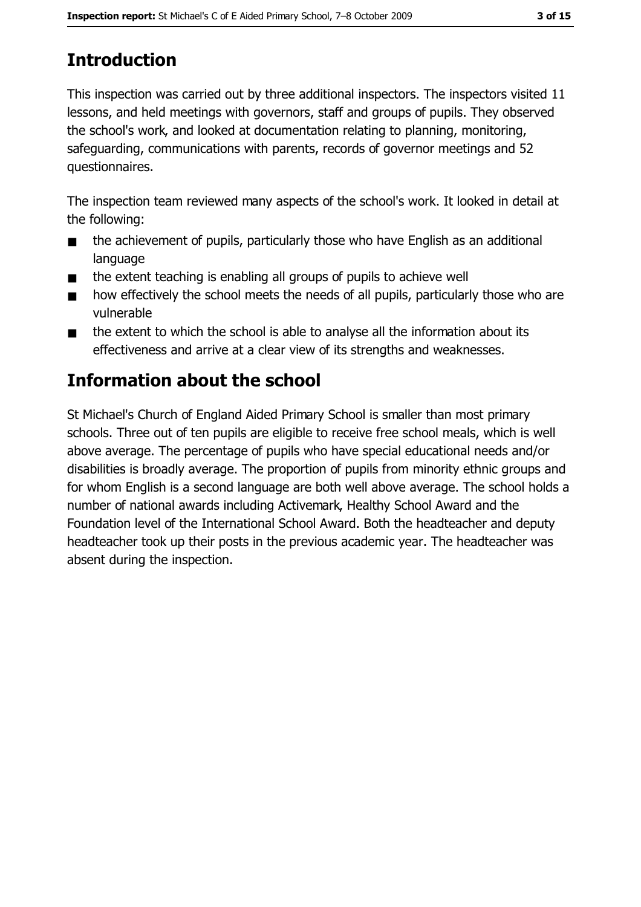# Introduction

This inspection was carried out by three additional inspectors. The inspectors visited 11 lessons, and held meetings with governors, staff and groups of pupils. They observed the school's work, and looked at documentation relating to planning, monitoring, safeguarding, communications with parents, records of governor meetings and 52 questionnaires.

The inspection team reviewed many aspects of the school's work. It looked in detail at the following:

- the achievement of pupils, particularly those who have English as an additional language
- the extent teaching is enabling all groups of pupils to achieve well
- how effectively the school meets the needs of all pupils, particularly those who are vulnerable
- the extent to which the school is able to analyse all the information about its effectiveness and arrive at a clear view of its strengths and weaknesses.

# Information about the school

St Michael's Church of England Aided Primary School is smaller than most primary schools. Three out of ten pupils are eligible to receive free school meals, which is well above average. The percentage of pupils who have special educational needs and/or disabilities is broadly average. The proportion of pupils from minority ethnic groups and for whom English is a second language are both well above average. The school holds a number of national awards including Activemark, Healthy School Award and the Foundation level of the International School Award. Both the headteacher and deputy headteacher took up their posts in the previous academic year. The headteacher was absent during the inspection.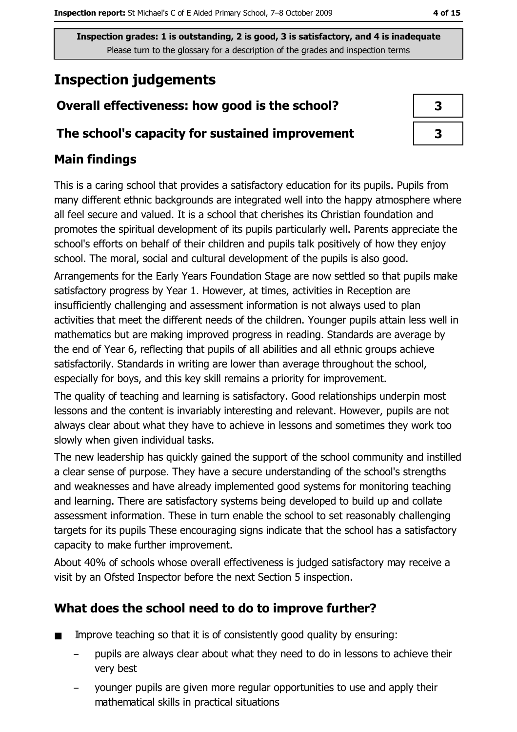Inspection grades: 1 is outstanding, 2 is good, 3 is satisfactory, and 4 is inadequate
Please turn to the glossary for a description of the grades and inspection terms

# Inspection judgements

| | |
|---|---|
| **Overall effectiveness: how good is the school?** | **3** |
| **The school's capacity for sustained improvement** | **3** |

## Main findings

This is a caring school that provides a satisfactory education for its pupils. Pupils from many different ethnic backgrounds are integrated well into the happy atmosphere where all feel secure and valued. It is a school that cherishes its Christian foundation and promotes the spiritual development of its pupils particularly well. Parents appreciate the school's efforts on behalf of their children and pupils talk positively of how they enjoy school. The moral, social and cultural development of the pupils is also good.

Arrangements for the Early Years Foundation Stage are now settled so that pupils make satisfactory progress by Year 1. However, at times, activities in Reception are insufficiently challenging and assessment information is not always used to plan activities that meet the different needs of the children. Younger pupils attain less well in mathematics but are making improved progress in reading. Standards are average by the end of Year 6, reflecting that pupils of all abilities and all ethnic groups achieve satisfactorily. Standards in writing are lower than average throughout the school, especially for boys, and this key skill remains a priority for improvement.

The quality of teaching and learning is satisfactory. Good relationships underpin most lessons and the content is invariably interesting and relevant. However, pupils are not always clear about what they have to achieve in lessons and sometimes they work too slowly when given individual tasks.

The new leadership has quickly gained the support of the school community and instilled a clear sense of purpose. They have a secure understanding of the school's strengths and weaknesses and have already implemented good systems for monitoring teaching and learning. There are satisfactory systems being developed to build up and collate assessment information. These in turn enable the school to set reasonably challenging targets for its pupils These encouraging signs indicate that the school has a satisfactory capacity to make further improvement.

About 40% of schools whose overall effectiveness is judged satisfactory may receive a visit by an Ofsted Inspector before the next Section 5 inspection.

## What does the school need to do to improve further?

- Improve teaching so that it is of consistently good quality by ensuring:
  - pupils are always clear about what they need to do in lessons to achieve their very best
  - younger pupils are given more regular opportunities to use and apply their mathematical skills in practical situations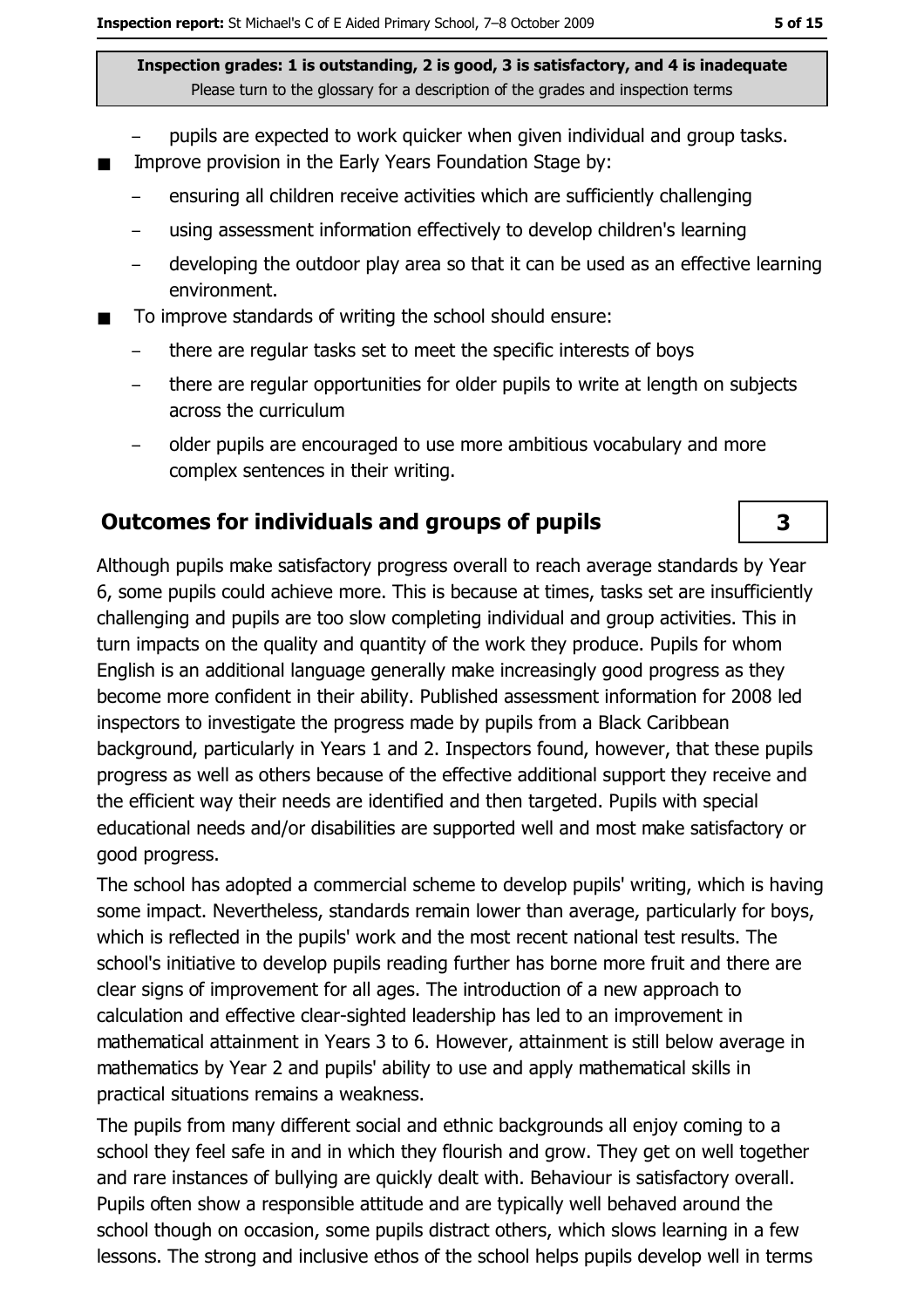- pupils are expected to work quicker when given individual and group tasks.
- Improve provision in the Early Years Foundation Stage by:
  - ensuring all children receive activities which are sufficiently challenging
  - using assessment information effectively to develop children's learning
  - developing the outdoor play area so that it can be used as an effective learning environment.
- To improve standards of writing the school should ensure:
  - there are regular tasks set to meet the specific interests of boys
  - there are regular opportunities for older pupils to write at length on subjects across the curriculum
  - older pupils are encouraged to use more ambitious vocabulary and more complex sentences in their writing.

## Outcomes for individuals and groups of pupils

**3**

Although pupils make satisfactory progress overall to reach average standards by Year 6, some pupils could achieve more. This is because at times, tasks set are insufficiently challenging and pupils are too slow completing individual and group activities. This in turn impacts on the quality and quantity of the work they produce. Pupils for whom English is an additional language generally make increasingly good progress as they become more confident in their ability. Published assessment information for 2008 led inspectors to investigate the progress made by pupils from a Black Caribbean background, particularly in Years 1 and 2. Inspectors found, however, that these pupils progress as well as others because of the effective additional support they receive and the efficient way their needs are identified and then targeted. Pupils with special educational needs and/or disabilities are supported well and most make satisfactory or good progress.

The school has adopted a commercial scheme to develop pupils' writing, which is having some impact. Nevertheless, standards remain lower than average, particularly for boys, which is reflected in the pupils' work and the most recent national test results. The school's initiative to develop pupils reading further has borne more fruit and there are clear signs of improvement for all ages. The introduction of a new approach to calculation and effective clear-sighted leadership has led to an improvement in mathematical attainment in Years 3 to 6. However, attainment is still below average in mathematics by Year 2 and pupils' ability to use and apply mathematical skills in practical situations remains a weakness.

The pupils from many different social and ethnic backgrounds all enjoy coming to a school they feel safe in and in which they flourish and grow. They get on well together and rare instances of bullying are quickly dealt with. Behaviour is satisfactory overall. Pupils often show a responsible attitude and are typically well behaved around the school though on occasion, some pupils distract others, which slows learning in a few lessons. The strong and inclusive ethos of the school helps pupils develop well in terms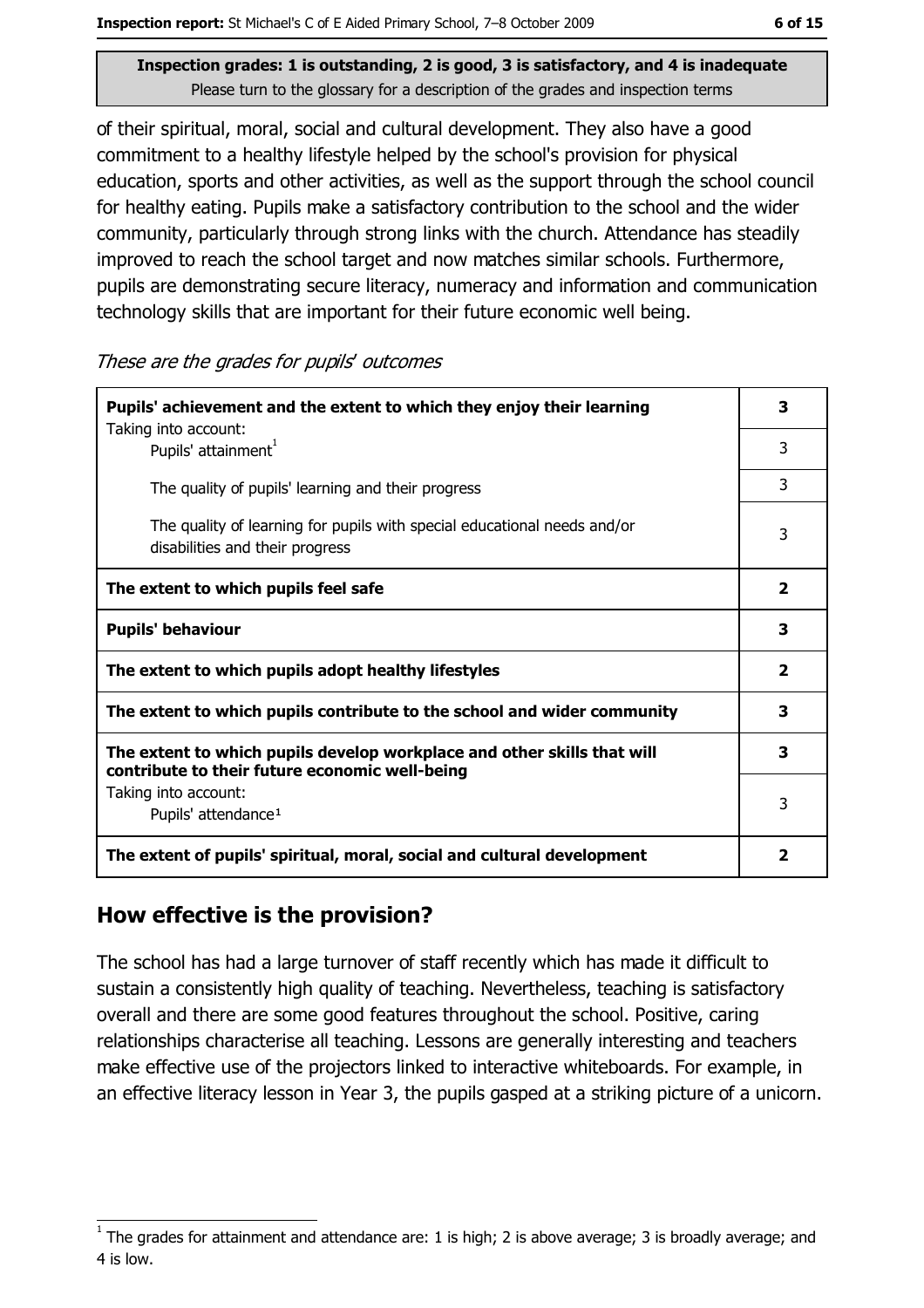**Inspection grades: 1 is outstanding, 2 is good, 3 is satisfactory, and 4 is inadequate**
Please turn to the glossary for a description of the grades and inspection terms

of their spiritual, moral, social and cultural development. They also have a good commitment to a healthy lifestyle helped by the school's provision for physical education, sports and other activities, as well as the support through the school council for healthy eating. Pupils make a satisfactory contribution to the school and the wider community, particularly through strong links with the church. Attendance has steadily improved to reach the school target and now matches similar schools. Furthermore, pupils are demonstrating secure literacy, numeracy and information and communication technology skills that are important for their future economic well being.

*These are the grades for pupils' outcomes*

| | |
|---|---|
| **Pupils' achievement and the extent to which they enjoy their learning** | **3** |
| Taking into account: Pupils' attainment[1] | 3 |
| The quality of pupils' learning and their progress | 3 |
| The quality of learning for pupils with special educational needs and/or disabilities and their progress | 3 |
| **The extent to which pupils feel safe** | **2** |
| **Pupils' behaviour** | **3** |
| **The extent to which pupils adopt healthy lifestyles** | **2** |
| **The extent to which pupils contribute to the school and wider community** | **3** |
| **The extent to which pupils develop workplace and other skills that will contribute to their future economic well-being** | **3** |
| Taking into account: Pupils' attendance[1] | 3 |
| **The extent of pupils' spiritual, moral, social and cultural development** | **2** |

## How effective is the provision?

The school has had a large turnover of staff recently which has made it difficult to sustain a consistently high quality of teaching. Nevertheless, teaching is satisfactory overall and there are some good features throughout the school. Positive, caring relationships characterise all teaching. Lessons are generally interesting and teachers make effective use of the projectors linked to interactive whiteboards. For example, in an effective literacy lesson in Year 3, the pupils gasped at a striking picture of a unicorn.

[1] The grades for attainment and attendance are: 1 is high; 2 is above average; 3 is broadly average; and 4 is low.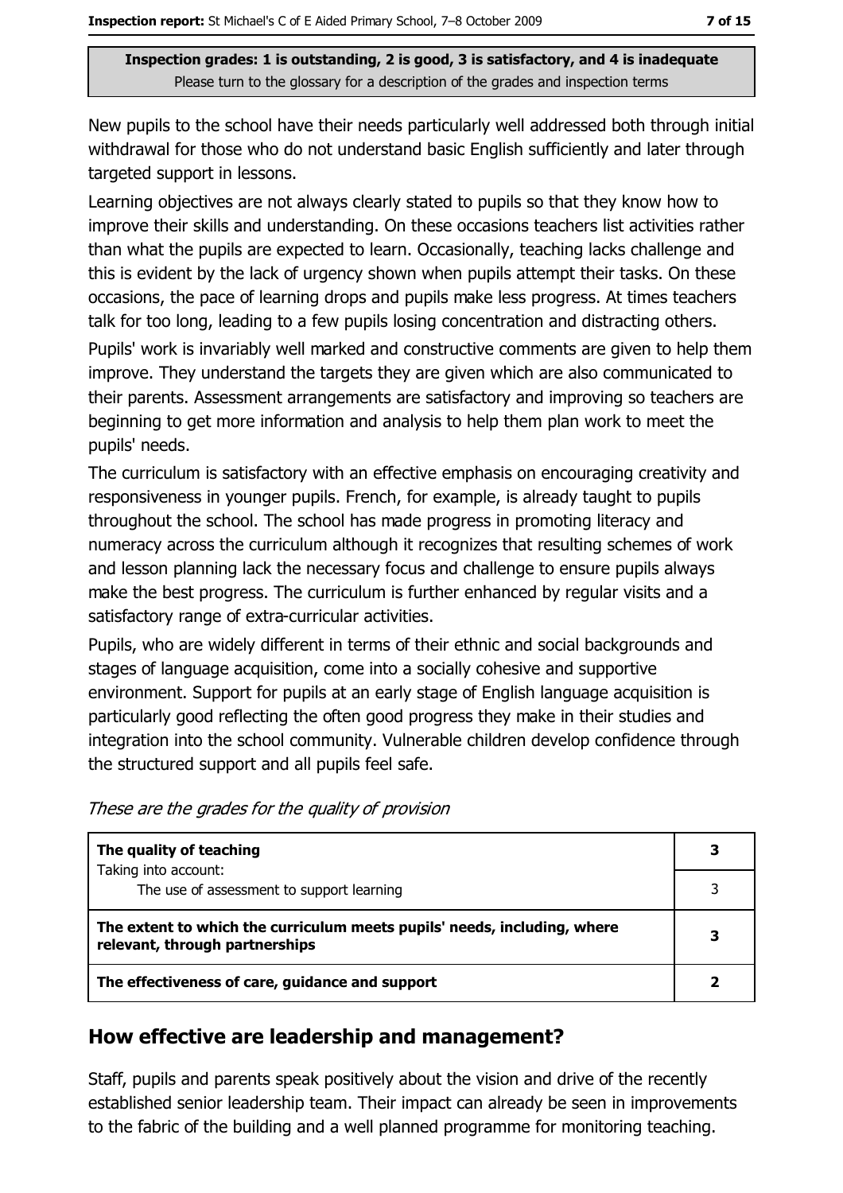**Inspection grades: 1 is outstanding, 2 is good, 3 is satisfactory, and 4 is inadequate**
Please turn to the glossary for a description of the grades and inspection terms

New pupils to the school have their needs particularly well addressed both through initial withdrawal for those who do not understand basic English sufficiently and later through targeted support in lessons.

Learning objectives are not always clearly stated to pupils so that they know how to improve their skills and understanding. On these occasions teachers list activities rather than what the pupils are expected to learn. Occasionally, teaching lacks challenge and this is evident by the lack of urgency shown when pupils attempt their tasks. On these occasions, the pace of learning drops and pupils make less progress. At times teachers talk for too long, leading to a few pupils losing concentration and distracting others.

Pupils' work is invariably well marked and constructive comments are given to help them improve. They understand the targets they are given which are also communicated to their parents. Assessment arrangements are satisfactory and improving so teachers are beginning to get more information and analysis to help them plan work to meet the pupils' needs.

The curriculum is satisfactory with an effective emphasis on encouraging creativity and responsiveness in younger pupils. French, for example, is already taught to pupils throughout the school. The school has made progress in promoting literacy and numeracy across the curriculum although it recognizes that resulting schemes of work and lesson planning lack the necessary focus and challenge to ensure pupils always make the best progress. The curriculum is further enhanced by regular visits and a satisfactory range of extra-curricular activities.

Pupils, who are widely different in terms of their ethnic and social backgrounds and stages of language acquisition, come into a socially cohesive and supportive environment. Support for pupils at an early stage of English language acquisition is particularly good reflecting the often good progress they make in their studies and integration into the school community. Vulnerable children develop confidence through the structured support and all pupils feel safe.

*These are the grades for the quality of provision*

| | |
|---|---|
| **The quality of teaching** | **3** |
| Taking into account: The use of assessment to support learning | 3 |
| **The extent to which the curriculum meets pupils' needs, including, where relevant, through partnerships** | **3** |
| **The effectiveness of care, guidance and support** | **2** |

## How effective are leadership and management?

Staff, pupils and parents speak positively about the vision and drive of the recently established senior leadership team. Their impact can already be seen in improvements to the fabric of the building and a well planned programme for monitoring teaching.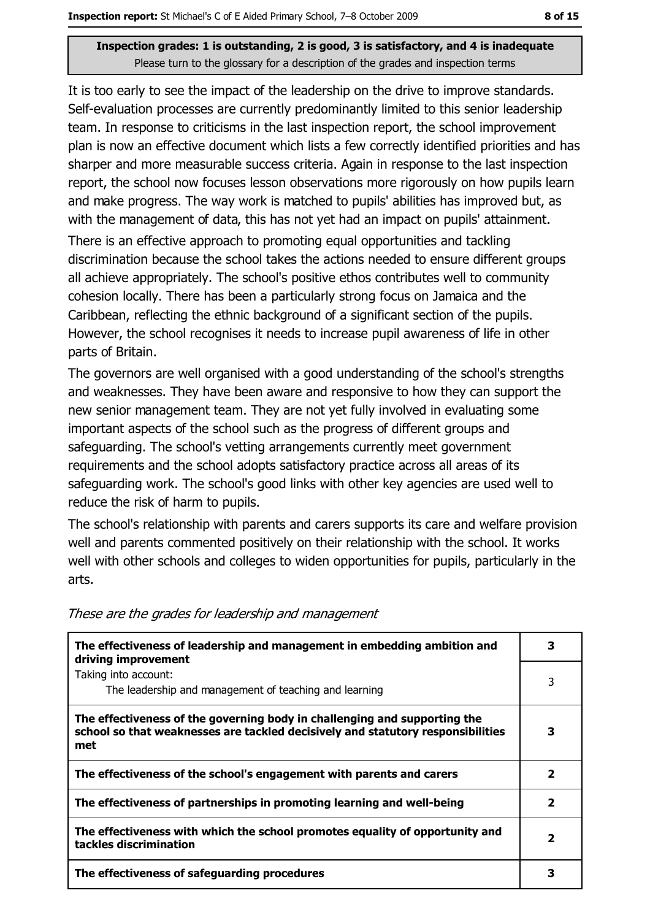**Inspection grades: 1 is outstanding, 2 is good, 3 is satisfactory, and 4 is inadequate**
Please turn to the glossary for a description of the grades and inspection terms

It is too early to see the impact of the leadership on the drive to improve standards. Self-evaluation processes are currently predominantly limited to this senior leadership team. In response to criticisms in the last inspection report, the school improvement plan is now an effective document which lists a few correctly identified priorities and has sharper and more measurable success criteria. Again in response to the last inspection report, the school now focuses lesson observations more rigorously on how pupils learn and make progress. The way work is matched to pupils' abilities has improved but, as with the management of data, this has not yet had an impact on pupils' attainment.

There is an effective approach to promoting equal opportunities and tackling discrimination because the school takes the actions needed to ensure different groups all achieve appropriately. The school's positive ethos contributes well to community cohesion locally. There has been a particularly strong focus on Jamaica and the Caribbean, reflecting the ethnic background of a significant section of the pupils. However, the school recognises it needs to increase pupil awareness of life in other parts of Britain.

The governors are well organised with a good understanding of the school's strengths and weaknesses. They have been aware and responsive to how they can support the new senior management team. They are not yet fully involved in evaluating some important aspects of the school such as the progress of different groups and safeguarding. The school's vetting arrangements currently meet government requirements and the school adopts satisfactory practice across all areas of its safeguarding work. The school's good links with other key agencies are used well to reduce the risk of harm to pupils.

The school's relationship with parents and carers supports its care and welfare provision well and parents commented positively on their relationship with the school. It works well with other schools and colleges to widen opportunities for pupils, particularly in the arts.

*These are the grades for leadership and management*

| | |
|---|---|
| **The effectiveness of leadership and management in embedding ambition and driving improvement** | **3** |
| Taking into account: The leadership and management of teaching and learning | 3 |
| **The effectiveness of the governing body in challenging and supporting the school so that weaknesses are tackled decisively and statutory responsibilities met** | **3** |
| **The effectiveness of the school's engagement with parents and carers** | **2** |
| **The effectiveness of partnerships in promoting learning and well-being** | **2** |
| **The effectiveness with which the school promotes equality of opportunity and tackles discrimination** | **2** |
| **The effectiveness of safeguarding procedures** | **3** |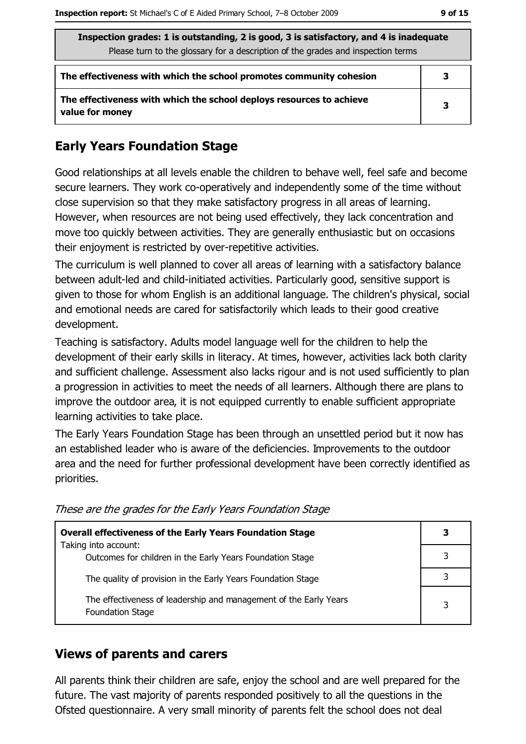**Inspection grades: 1 is outstanding, 2 is good, 3 is satisfactory, and 4 is inadequate**
Please turn to the glossary for a description of the grades and inspection terms

| | |
|---|---|
| **The effectiveness with which the school promotes community cohesion** | **3** |
| **The effectiveness with which the school deploys resources to achieve value for money** | **3** |

## Early Years Foundation Stage

Good relationships at all levels enable the children to behave well, feel safe and become secure learners. They work co-operatively and independently some of the time without close supervision so that they make satisfactory progress in all areas of learning. However, when resources are not being used effectively, they lack concentration and move too quickly between activities. They are generally enthusiastic but on occasions their enjoyment is restricted by over-repetitive activities.

The curriculum is well planned to cover all areas of learning with a satisfactory balance between adult-led and child-initiated activities. Particularly good, sensitive support is given to those for whom English is an additional language. The children's physical, social and emotional needs are cared for satisfactorily which leads to their good creative development.

Teaching is satisfactory. Adults model language well for the children to help the development of their early skills in literacy. At times, however, activities lack both clarity and sufficient challenge. Assessment also lacks rigour and is not used sufficiently to plan a progression in activities to meet the needs of all learners. Although there are plans to improve the outdoor area, it is not equipped currently to enable sufficient appropriate learning activities to take place.

The Early Years Foundation Stage has been through an unsettled period but it now has an established leader who is aware of the deficiencies. Improvements to the outdoor area and the need for further professional development have been correctly identified as priorities.

*These are the grades for the Early Years Foundation Stage*

| | |
|---|---|
| **Overall effectiveness of the Early Years Foundation Stage**<br>Taking into account: | **3** |
| Outcomes for children in the Early Years Foundation Stage | 3 |
| The quality of provision in the Early Years Foundation Stage | 3 |
| The effectiveness of leadership and management of the Early Years Foundation Stage | 3 |

## Views of parents and carers

All parents think their children are safe, enjoy the school and are well prepared for the future. The vast majority of parents responded positively to all the questions in the Ofsted questionnaire. A very small minority of parents felt the school does not deal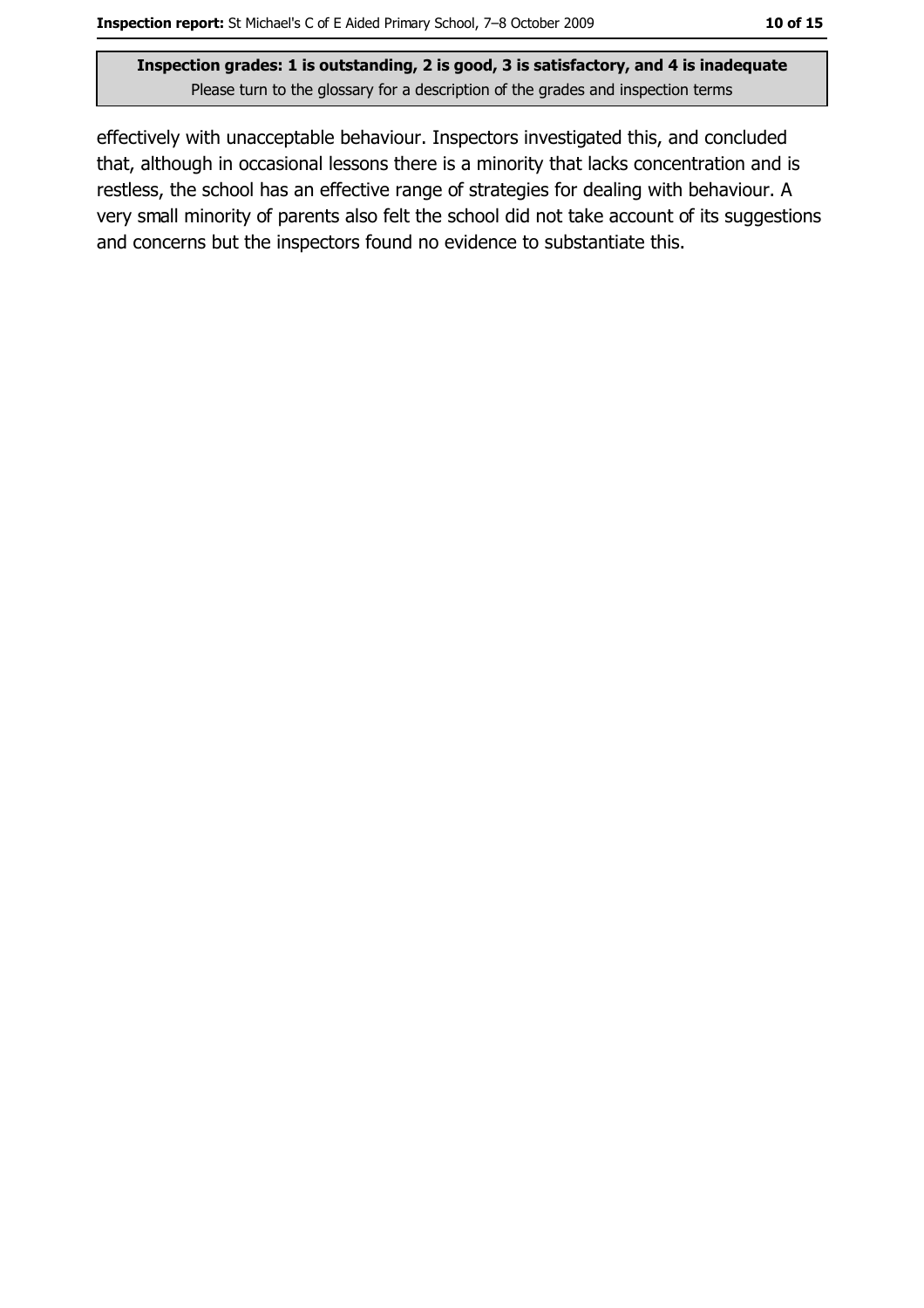effectively with unacceptable behaviour. Inspectors investigated this, and concluded that, although in occasional lessons there is a minority that lacks concentration and is restless, the school has an effective range of strategies for dealing with behaviour. A very small minority of parents also felt the school did not take account of its suggestions and concerns but the inspectors found no evidence to substantiate this.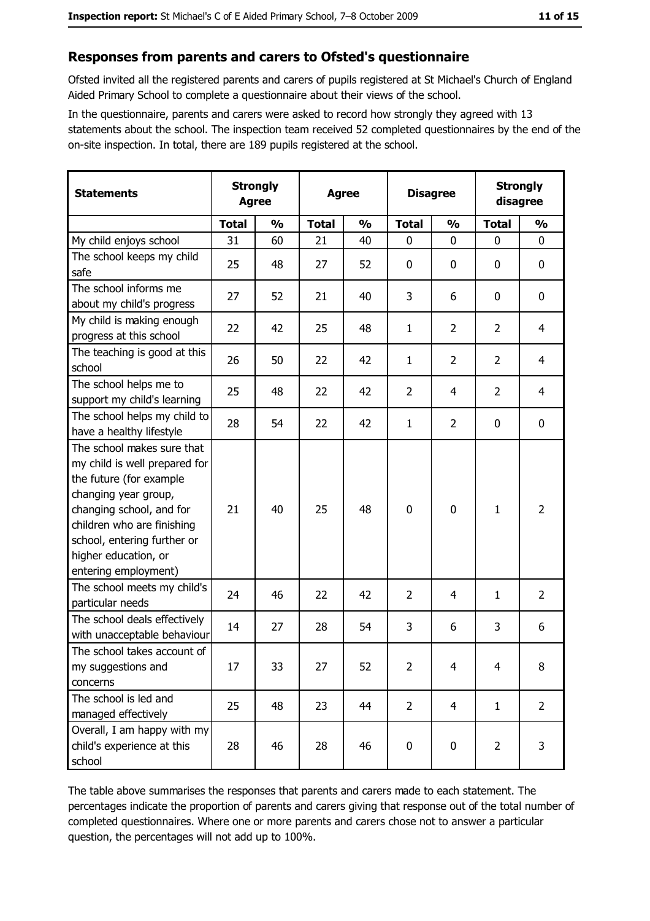## Responses from parents and carers to Ofsted's questionnaire

Ofsted invited all the registered parents and carers of pupils registered at St Michael's Church of England Aided Primary School to complete a questionnaire about their views of the school.

In the questionnaire, parents and carers were asked to record how strongly they agreed with 13 statements about the school. The inspection team received 52 completed questionnaires by the end of the on-site inspection. In total, there are 189 pupils registered at the school.

| Statements | Strongly Agree | | Agree | | Disagree | | Strongly disagree | |
|---|---|---|---|---|---|---|---|---|
| | **Total** | **%** | **Total** | **%** | **Total** | **%** | **Total** | **%** |
| My child enjoys school | 31 | 60 | 21 | 40 | 0 | 0 | 0 | 0 |
| The school keeps my child safe | 25 | 48 | 27 | 52 | 0 | 0 | 0 | 0 |
| The school informs me about my child's progress | 27 | 52 | 21 | 40 | 3 | 6 | 0 | 0 |
| My child is making enough progress at this school | 22 | 42 | 25 | 48 | 1 | 2 | 2 | 4 |
| The teaching is good at this school | 26 | 50 | 22 | 42 | 1 | 2 | 2 | 4 |
| The school helps me to support my child's learning | 25 | 48 | 22 | 42 | 2 | 4 | 2 | 4 |
| The school helps my child to have a healthy lifestyle | 28 | 54 | 22 | 42 | 1 | 2 | 0 | 0 |
| The school makes sure that my child is well prepared for the future (for example changing year group, changing school, and for children who are finishing school, entering further or higher education, or entering employment) | 21 | 40 | 25 | 48 | 0 | 0 | 1 | 2 |
| The school meets my child's particular needs | 24 | 46 | 22 | 42 | 2 | 4 | 1 | 2 |
| The school deals effectively with unacceptable behaviour | 14 | 27 | 28 | 54 | 3 | 6 | 3 | 6 |
| The school takes account of my suggestions and concerns | 17 | 33 | 27 | 52 | 2 | 4 | 4 | 8 |
| The school is led and managed effectively | 25 | 48 | 23 | 44 | 2 | 4 | 1 | 2 |
| Overall, I am happy with my child's experience at this school | 28 | 46 | 28 | 46 | 0 | 0 | 2 | 3 |

The table above summarises the responses that parents and carers made to each statement. The percentages indicate the proportion of parents and carers giving that response out of the total number of completed questionnaires. Where one or more parents and carers chose not to answer a particular question, the percentages will not add up to 100%.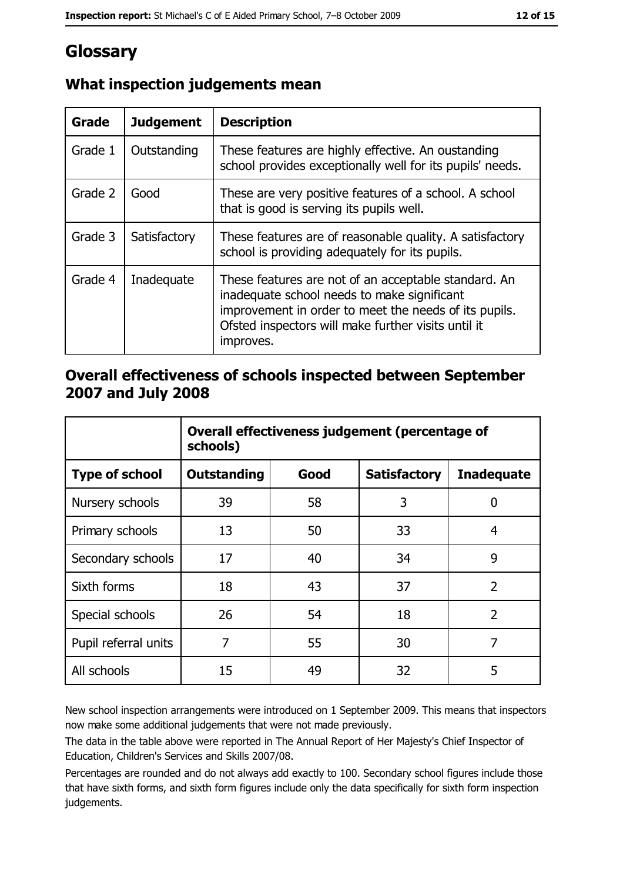# Glossary

## What inspection judgements mean

| Grade | Judgement | Description |
|---|---|---|
| Grade 1 | Outstanding | These features are highly effective. An oustanding school provides exceptionally well for its pupils' needs. |
| Grade 2 | Good | These are very positive features of a school. A school that is good is serving its pupils well. |
| Grade 3 | Satisfactory | These features are of reasonable quality. A satisfactory school is providing adequately for its pupils. |
| Grade 4 | Inadequate | These features are not of an acceptable standard. An inadequate school needs to make significant improvement in order to meet the needs of its pupils. Ofsted inspectors will make further visits until it improves. |

## Overall effectiveness of schools inspected between September 2007 and July 2008

| | Overall effectiveness judgement (percentage of schools) | | | |
|---|---|---|---|---|
| **Type of school** | **Outstanding** | **Good** | **Satisfactory** | **Inadequate** |
| Nursery schools | 39 | 58 | 3 | 0 |
| Primary schools | 13 | 50 | 33 | 4 |
| Secondary schools | 17 | 40 | 34 | 9 |
| Sixth forms | 18 | 43 | 37 | 2 |
| Special schools | 26 | 54 | 18 | 2 |
| Pupil referral units | 7 | 55 | 30 | 7 |
| All schools | 15 | 49 | 32 | 5 |

New school inspection arrangements were introduced on 1 September 2009. This means that inspectors now make some additional judgements that were not made previously.

The data in the table above were reported in The Annual Report of Her Majesty's Chief Inspector of Education, Children's Services and Skills 2007/08.

Percentages are rounded and do not always add exactly to 100. Secondary school figures include those that have sixth forms, and sixth form figures include only the data specifically for sixth form inspection judgements.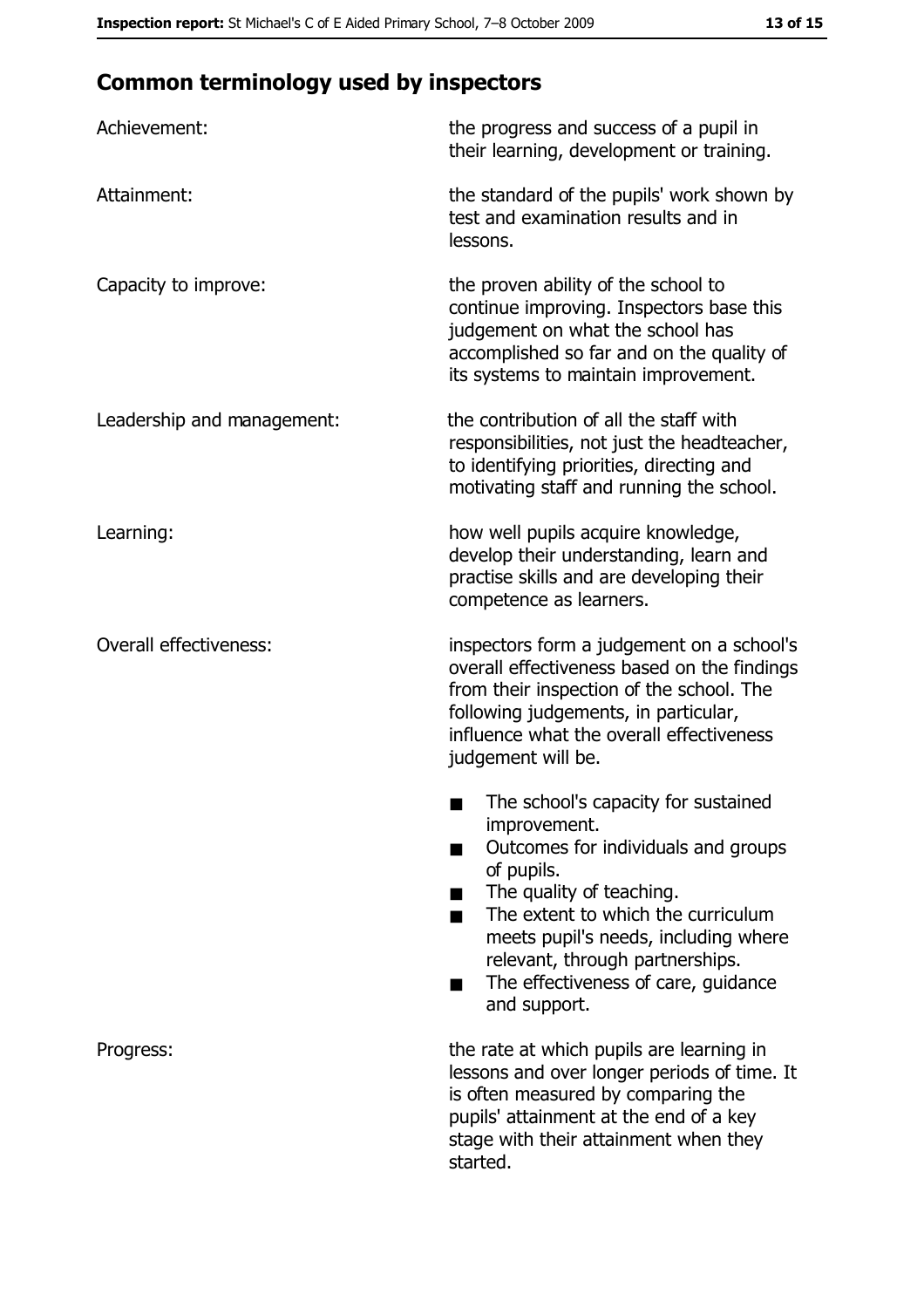## Common terminology used by inspectors

**Achievement:** the progress and success of a pupil in their learning, development or training.

**Attainment:** the standard of the pupils' work shown by test and examination results and in lessons.

**Capacity to improve:** the proven ability of the school to continue improving. Inspectors base this judgement on what the school has accomplished so far and on the quality of its systems to maintain improvement.

**Leadership and management:** the contribution of all the staff with responsibilities, not just the headteacher, to identifying priorities, directing and motivating staff and running the school.

**Learning:** how well pupils acquire knowledge, develop their understanding, learn and practise skills and are developing their competence as learners.

**Overall effectiveness:** inspectors form a judgement on a school's overall effectiveness based on the findings from their inspection of the school. The following judgements, in particular, influence what the overall effectiveness judgement will be.

- The school's capacity for sustained improvement.
- Outcomes for individuals and groups of pupils.
- The quality of teaching.
- The extent to which the curriculum meets pupil's needs, including where relevant, through partnerships.
- The effectiveness of care, guidance and support.

**Progress:** the rate at which pupils are learning in lessons and over longer periods of time. It is often measured by comparing the pupils' attainment at the end of a key stage with their attainment when they started.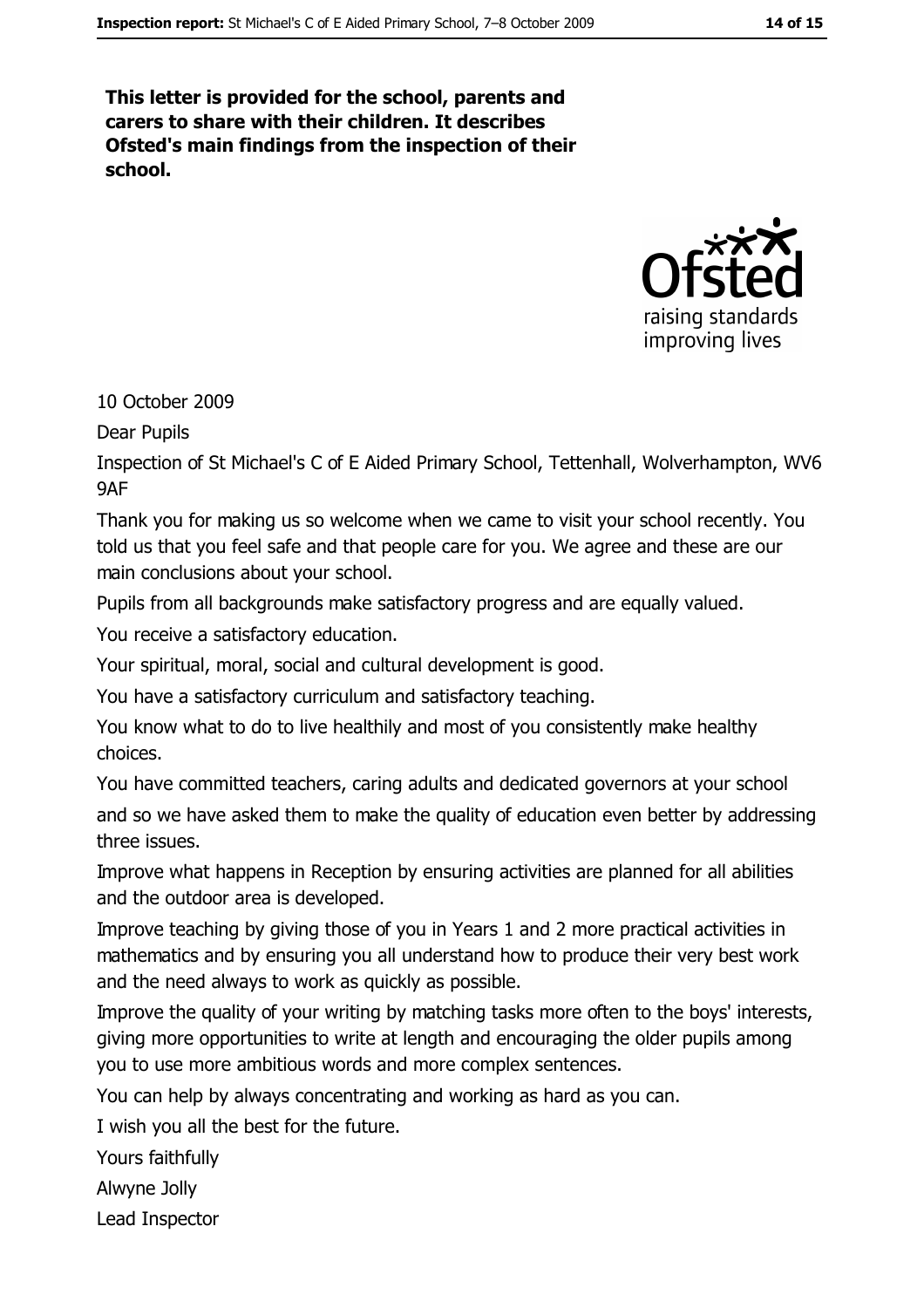**This letter is provided for the school, parents and carers to share with their children. It describes Ofsted's main findings from the inspection of their school.**

10 October 2009

Dear Pupils

Inspection of St Michael's C of E Aided Primary School, Tettenhall, Wolverhampton, WV6 9AF

Thank you for making us so welcome when we came to visit your school recently. You told us that you feel safe and that people care for you. We agree and these are our main conclusions about your school.

Pupils from all backgrounds make satisfactory progress and are equally valued.

You receive a satisfactory education.

Your spiritual, moral, social and cultural development is good.

You have a satisfactory curriculum and satisfactory teaching.

You know what to do to live healthily and most of you consistently make healthy choices.

You have committed teachers, caring adults and dedicated governors at your school and so we have asked them to make the quality of education even better by addressing three issues.

Improve what happens in Reception by ensuring activities are planned for all abilities and the outdoor area is developed.

Improve teaching by giving those of you in Years 1 and 2 more practical activities in mathematics and by ensuring you all understand how to produce their very best work and the need always to work as quickly as possible.

Improve the quality of your writing by matching tasks more often to the boys' interests, giving more opportunities to write at length and encouraging the older pupils among you to use more ambitious words and more complex sentences.

You can help by always concentrating and working as hard as you can.

I wish you all the best for the future.

Yours faithfully

Alwyne Jolly

Lead Inspector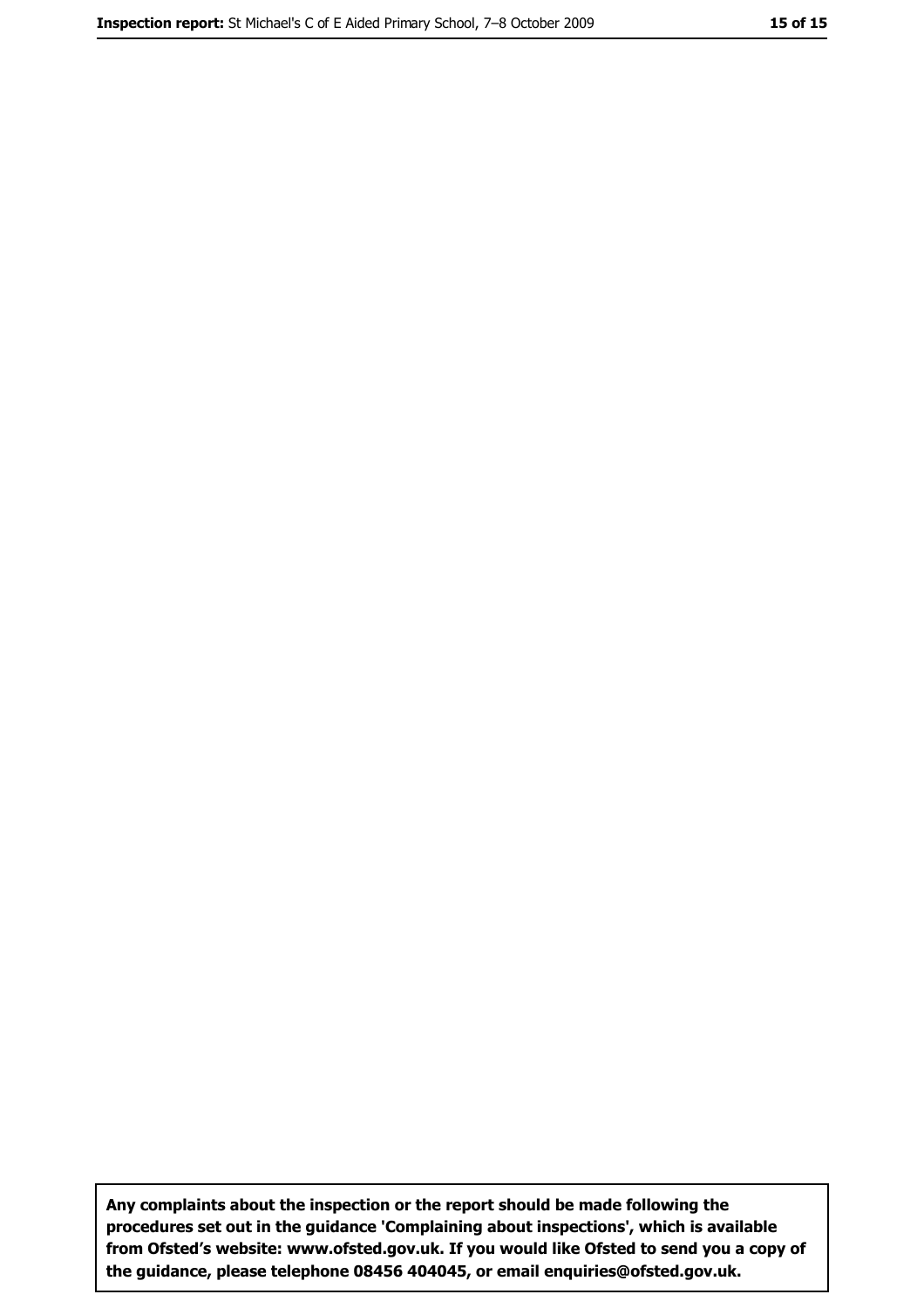**Any complaints about the inspection or the report should be made following the procedures set out in the guidance 'Complaining about inspections', which is available from Ofsted's website: www.ofsted.gov.uk. If you would like Ofsted to send you a copy of the guidance, please telephone 08456 404045, or email enquiries@ofsted.gov.uk.**